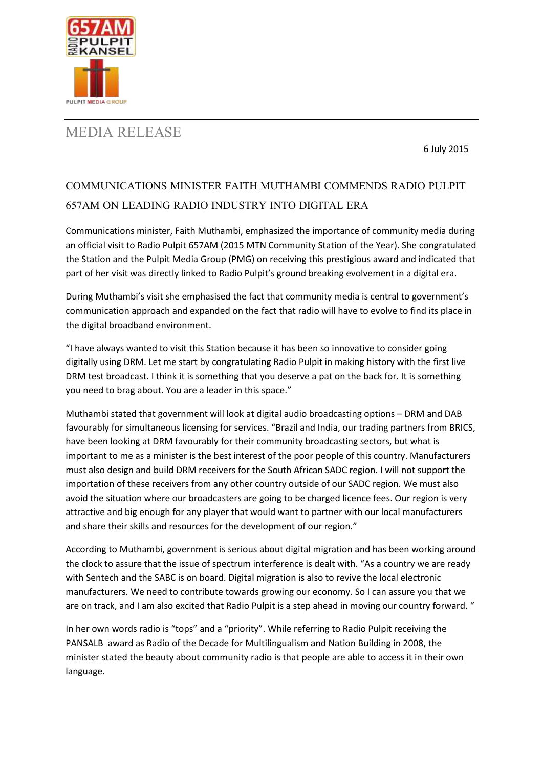# MEDIA RELEASE

6 July 2015

## COMMUNICATIONS MINISTER FAITH MUTHAMBI COMMENDS RADIO PULPIT 657AM ON LEADING RADIO INDUSTRY INTO DIGITAL ERA

Communications minister, Faith Muthambi, emphasized the importance of community media during an official visit to Radio Pulpit 657AM (2015 MTN Community Station of the Year). She congratulated the Station and the Pulpit Media Group (PMG) on receiving this prestigious award and indicated that part of her visit was directly linked to Radio Pulpit's ground breaking evolvement in a digital era.

During Muthambi's visit she emphasised the fact that community media is central to government's communication approach and expanded on the fact that radio will have to evolve to find its place in the digital broadband environment.

"I have always wanted to visit this Station because it has been so innovative to consider going digitally using DRM. Let me start by congratulating Radio Pulpit in making history with the first live DRM test broadcast. I think it is something that you deserve a pat on the back for. It is something you need to brag about. You are a leader in this space."

Muthambi stated that government will look at digital audio broadcasting options – DRM and DAB favourably for simultaneous licensing for services. "Brazil and India, our trading partners from BRICS, have been looking at DRM favourably for their community broadcasting sectors, but what is important to me as a minister is the best interest of the poor people of this country. Manufacturers must also design and build DRM receivers for the South African SADC region. I will not support the importation of these receivers from any other country outside of our SADC region. We must also avoid the situation where our broadcasters are going to be charged licence fees. Our region is very attractive and big enough for any player that would want to partner with our local manufacturers and share their skills and resources for the development of our region."

According to Muthambi, government is serious about digital migration and has been working around the clock to assure that the issue of spectrum interference is dealt with. "As a country we are ready with Sentech and the SABC is on board. Digital migration is also to revive the local electronic manufacturers. We need to contribute towards growing our economy. So I can assure you that we are on track, and I am also excited that Radio Pulpit is a step ahead in moving our country forward. "

In her own words radio is "tops" and a "priority". While referring to Radio Pulpit receiving the PANSALB award as Radio of the Decade for Multilingualism and Nation Building in 2008, the minister stated the beauty about community radio is that people are able to access it in their own language.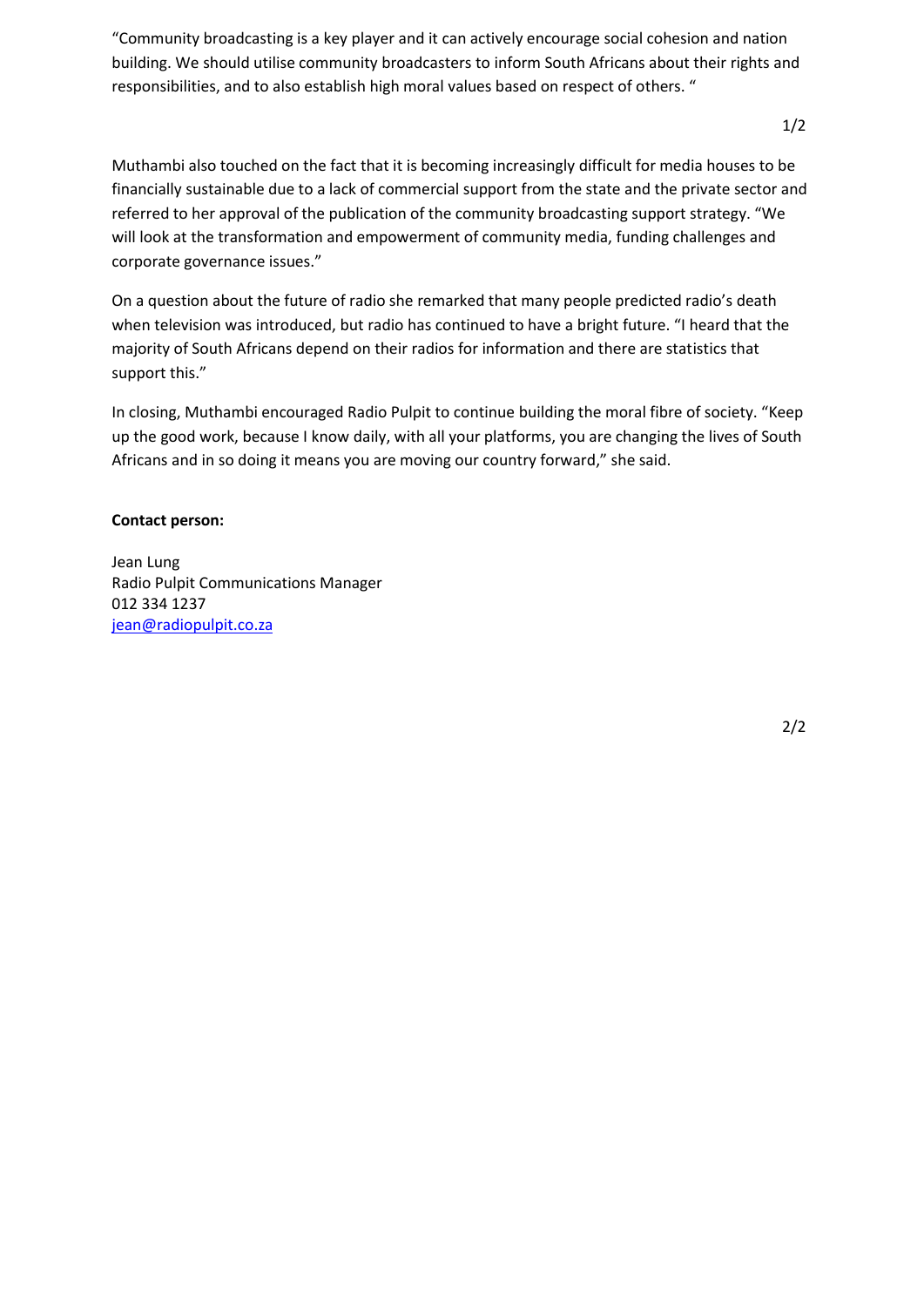"Community broadcasting is a key player and it can actively encourage social cohesion and nation building. We should utilise community broadcasters to inform South Africans about their rights and responsibilities, and to also establish high moral values based on respect of others. "

Muthambi also touched on the fact that it is becoming increasingly difficult for media houses to be financially sustainable due to a lack of commercial support from the state and the private sector and referred to her approval of the publication of the community broadcasting support strategy. "We will look at the transformation and empowerment of community media, funding challenges and corporate governance issues."

On a question about the future of radio she remarked that many people predicted radio's death when television was introduced, but radio has continued to have a bright future. "I heard that the majority of South Africans depend on their radios for information and there are statistics that support this."

In closing, Muthambi encouraged Radio Pulpit to continue building the moral fibre of society. "Keep up the good work, because I know daily, with all your platforms, you are changing the lives of South Africans and in so doing it means you are moving our country forward," she said.

**Contact person:**

Jean Lung
Radio Pulpit Communications Manager
012 334 1237
jean@radiopulpit.co.za